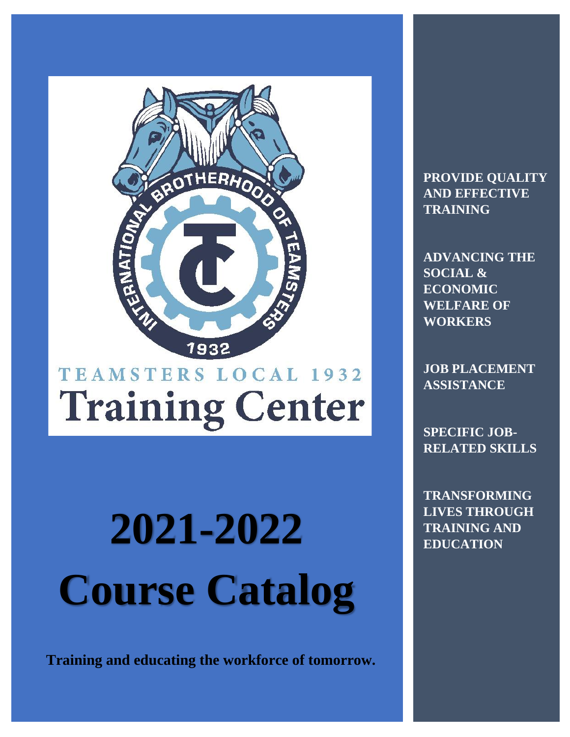TEAMSTERS LOCAL 1932

# Training Center

# 2021-2022 Course Catalog

**Training and educating the workforce of tomorrow.**

**PROVIDE QUALITY AND EFFECTIVE TRAINING**

**ADVANCING THE SOCIAL & ECONOMIC WELFARE OF WORKERS**

**JOB PLACEMENT ASSISTANCE**

**SPECIFIC JOB-RELATED SKILLS**

**TRANSFORMING LIVES THROUGH TRAINING AND EDUCATION**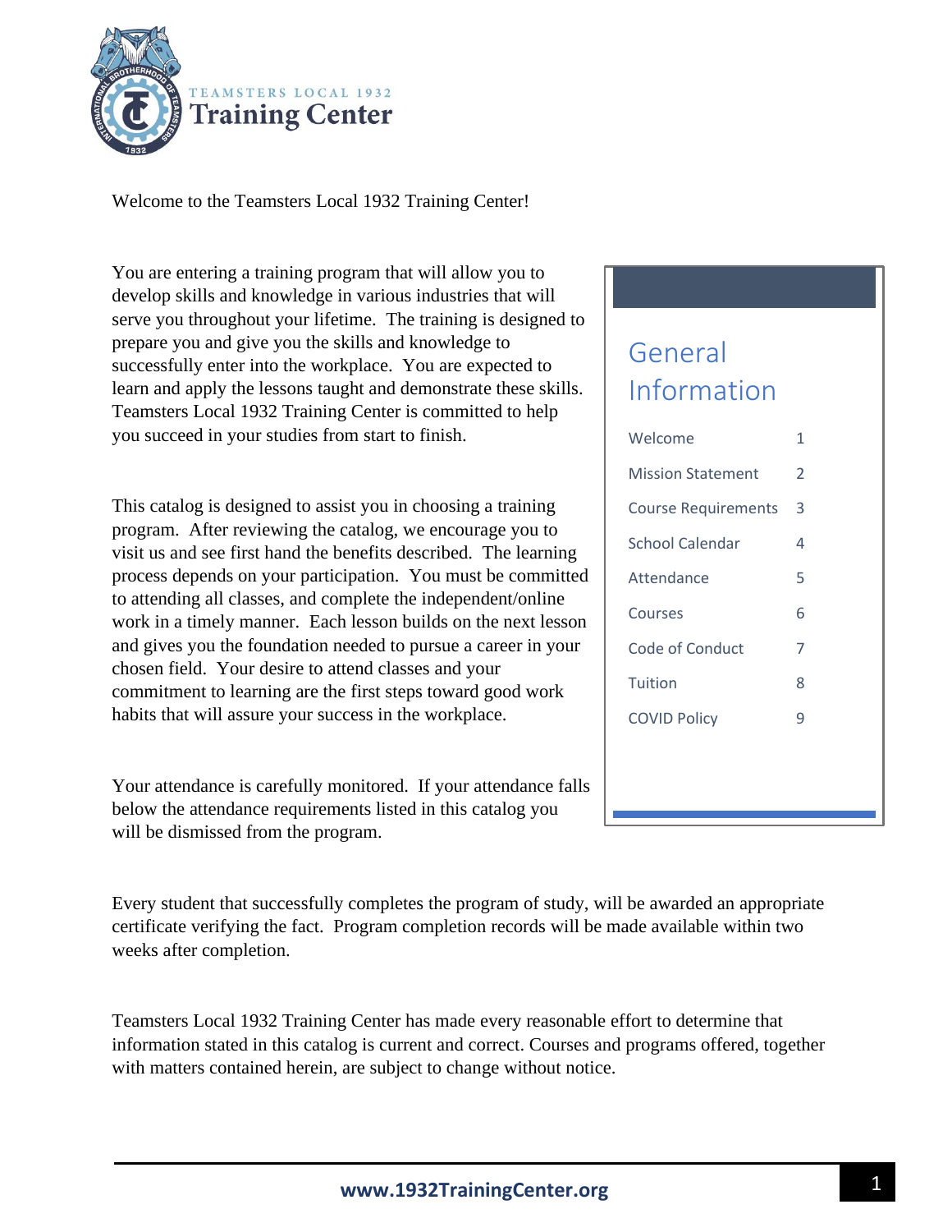TEAMSTERS LOCAL 1932

# Training Center

Welcome to the Teamsters Local 1932 Training Center!

You are entering a training program that will allow you to develop skills and knowledge in various industries that will serve you throughout your lifetime. The training is designed to prepare you and give you the skills and knowledge to successfully enter into the workplace. You are expected to learn and apply the lessons taught and demonstrate these skills. Teamsters Local 1932 Training Center is committed to help you succeed in your studies from start to finish.

This catalog is designed to assist you in choosing a training program. After reviewing the catalog, we encourage you to visit us and see first hand the benefits described. The learning process depends on your participation. You must be committed to attending all classes, and complete the independent/online work in a timely manner. Each lesson builds on the next lesson and gives you the foundation needed to pursue a career in your chosen field. Your desire to attend classes and your commitment to learning are the first steps toward good work habits that will assure your success in the workplace.

Your attendance is carefully monitored. If your attendance falls below the attendance requirements listed in this catalog you will be dismissed from the program.

## General Information

| | |
|---|---|
| Welcome | 1 |
| Mission Statement | 2 |
| Course Requirements | 3 |
| School Calendar | 4 |
| Attendance | 5 |
| Courses | 6 |
| Code of Conduct | 7 |
| Tuition | 8 |
| COVID Policy | 9 |

Every student that successfully completes the program of study, will be awarded an appropriate certificate verifying the fact. Program completion records will be made available within two weeks after completion.

Teamsters Local 1932 Training Center has made every reasonable effort to determine that information stated in this catalog is current and correct. Courses and programs offered, together with matters contained herein, are subject to change without notice.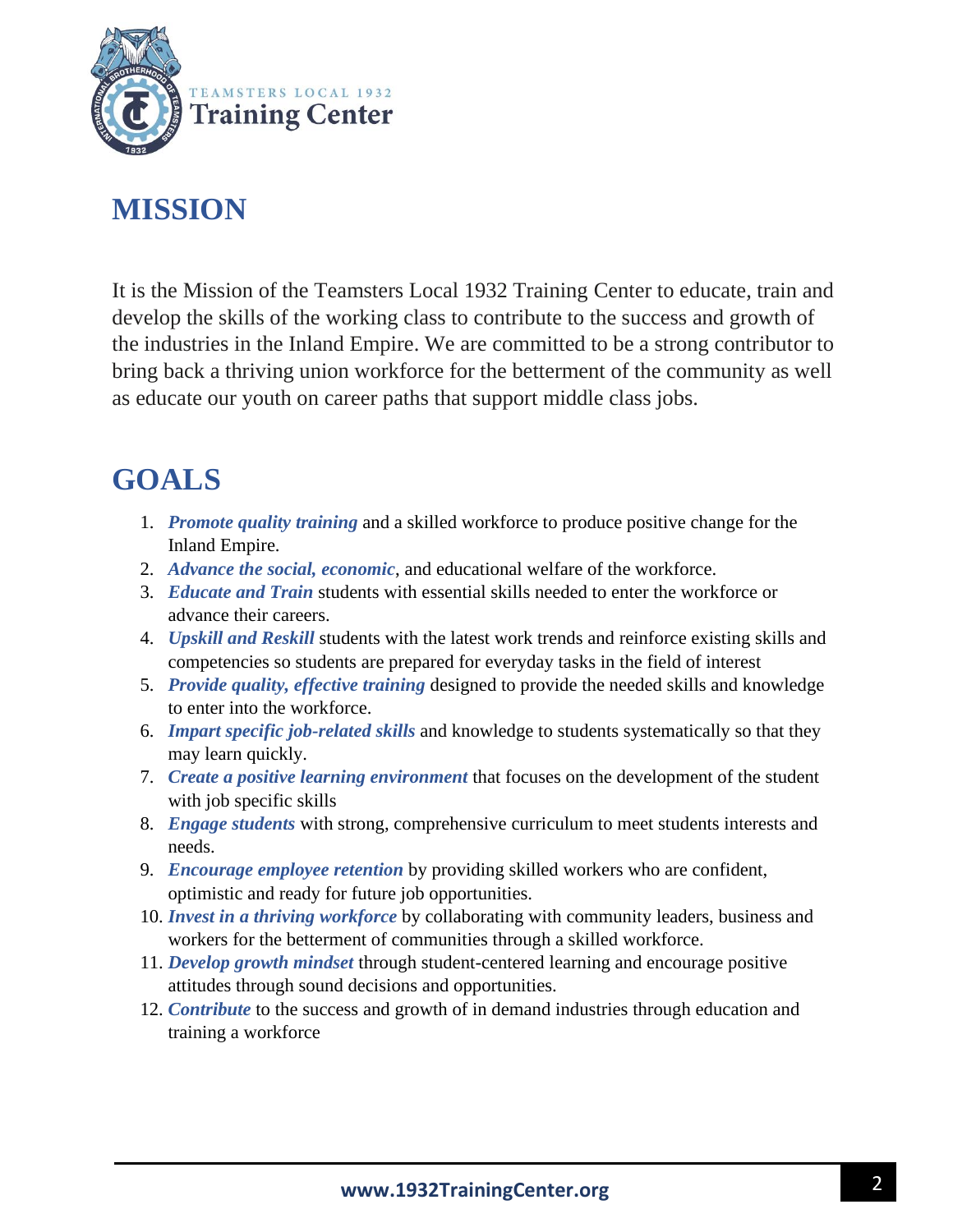# MISSION

It is the Mission of the Teamsters Local 1932 Training Center to educate, train and develop the skills of the working class to contribute to the success and growth of the industries in the Inland Empire. We are committed to be a strong contributor to bring back a thriving union workforce for the betterment of the community as well as educate our youth on career paths that support middle class jobs.

# GOALS

1. ***Promote quality training*** and a skilled workforce to produce positive change for the Inland Empire.
2. ***Advance the social, economic***, and educational welfare of the workforce.
3. ***Educate and Train*** students with essential skills needed to enter the workforce or advance their careers.
4. ***Upskill and Reskill*** students with the latest work trends and reinforce existing skills and competencies so students are prepared for everyday tasks in the field of interest
5. ***Provide quality, effective training*** designed to provide the needed skills and knowledge to enter into the workforce.
6. ***Impart specific job-related skills*** and knowledge to students systematically so that they may learn quickly.
7. ***Create a positive learning environment*** that focuses on the development of the student with job specific skills
8. ***Engage students*** with strong, comprehensive curriculum to meet students interests and needs.
9. ***Encourage employee retention*** by providing skilled workers who are confident, optimistic and ready for future job opportunities.
10. ***Invest in a thriving workforce*** by collaborating with community leaders, business and workers for the betterment of communities through a skilled workforce.
11. ***Develop growth mindset*** through student-centered learning and encourage positive attitudes through sound decisions and opportunities.
12. ***Contribute*** to the success and growth of in demand industries through education and training a workforce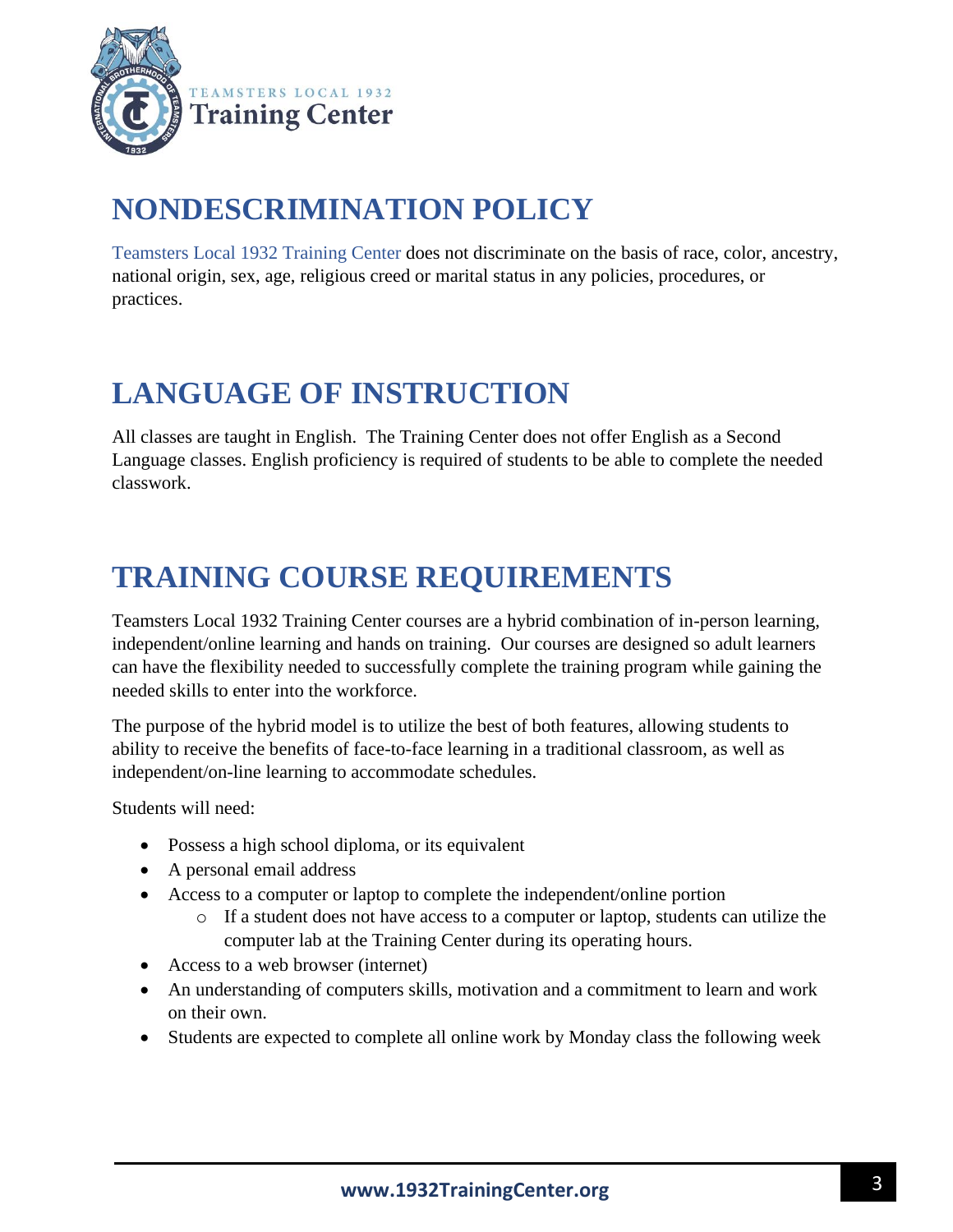# NONDESCRIMINATION POLICY

Teamsters Local 1932 Training Center does not discriminate on the basis of race, color, ancestry, national origin, sex, age, religious creed or marital status in any policies, procedures, or practices.

# LANGUAGE OF INSTRUCTION

All classes are taught in English. The Training Center does not offer English as a Second Language classes. English proficiency is required of students to be able to complete the needed classwork.

# TRAINING COURSE REQUIREMENTS

Teamsters Local 1932 Training Center courses are a hybrid combination of in-person learning, independent/online learning and hands on training. Our courses are designed so adult learners can have the flexibility needed to successfully complete the training program while gaining the needed skills to enter into the workforce.

The purpose of the hybrid model is to utilize the best of both features, allowing students to ability to receive the benefits of face-to-face learning in a traditional classroom, as well as independent/on-line learning to accommodate schedules.

Students will need:

- Possess a high school diploma, or its equivalent
- A personal email address
- Access to a computer or laptop to complete the independent/online portion
    - If a student does not have access to a computer or laptop, students can utilize the computer lab at the Training Center during its operating hours.
- Access to a web browser (internet)
- An understanding of computers skills, motivation and a commitment to learn and work on their own.
- Students are expected to complete all online work by Monday class the following week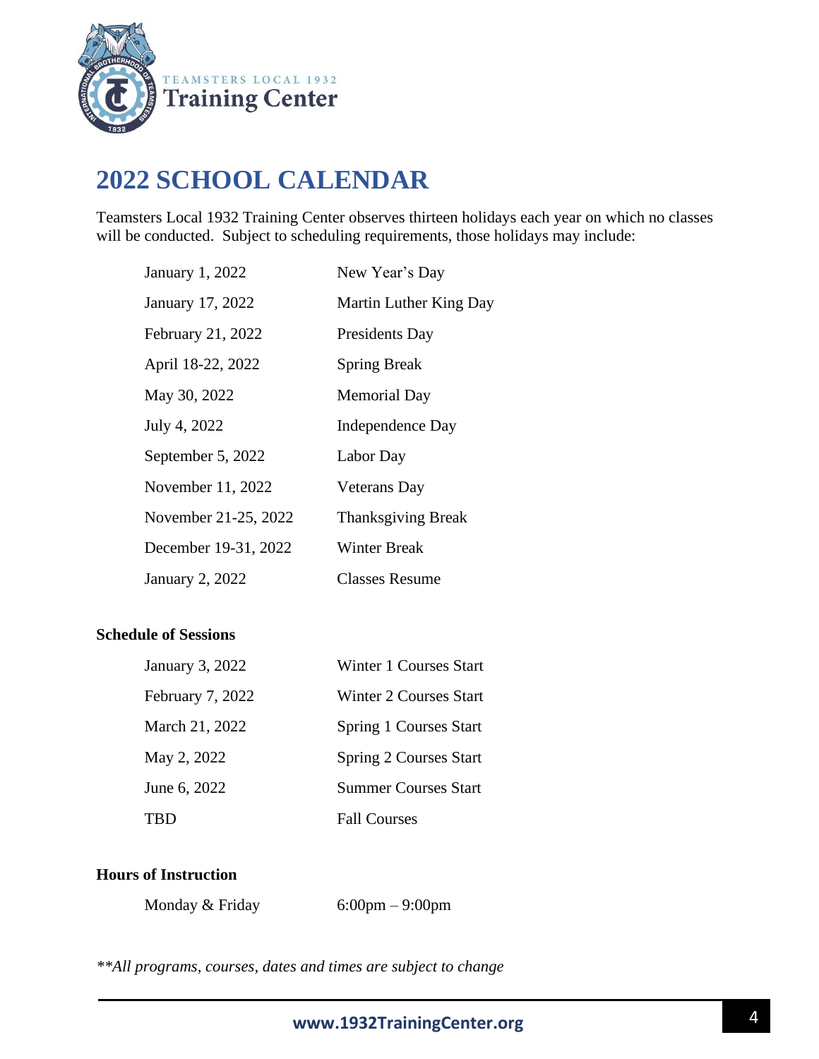Teamsters Local 1932 Training Center

# 2022 SCHOOL CALENDAR

Teamsters Local 1932 Training Center observes thirteen holidays each year on which no classes will be conducted. Subject to scheduling requirements, those holidays may include:

| | |
|---|---|
| January 1, 2022 | New Year's Day |
| January 17, 2022 | Martin Luther King Day |
| February 21, 2022 | Presidents Day |
| April 18-22, 2022 | Spring Break |
| May 30, 2022 | Memorial Day |
| July 4, 2022 | Independence Day |
| September 5, 2022 | Labor Day |
| November 11, 2022 | Veterans Day |
| November 21-25, 2022 | Thanksgiving Break |
| December 19-31, 2022 | Winter Break |
| January 2, 2022 | Classes Resume |

**Schedule of Sessions**

| | |
|---|---|
| January 3, 2022 | Winter 1 Courses Start |
| February 7, 2022 | Winter 2 Courses Start |
| March 21, 2022 | Spring 1 Courses Start |
| May 2, 2022 | Spring 2 Courses Start |
| June 6, 2022 | Summer Courses Start |
| TBD | Fall Courses |

**Hours of Instruction**

| | |
|---|---|
| Monday & Friday | 6:00pm – 9:00pm |

*\*\*All programs, courses, dates and times are subject to change*

**www.1932TrainingCenter.org**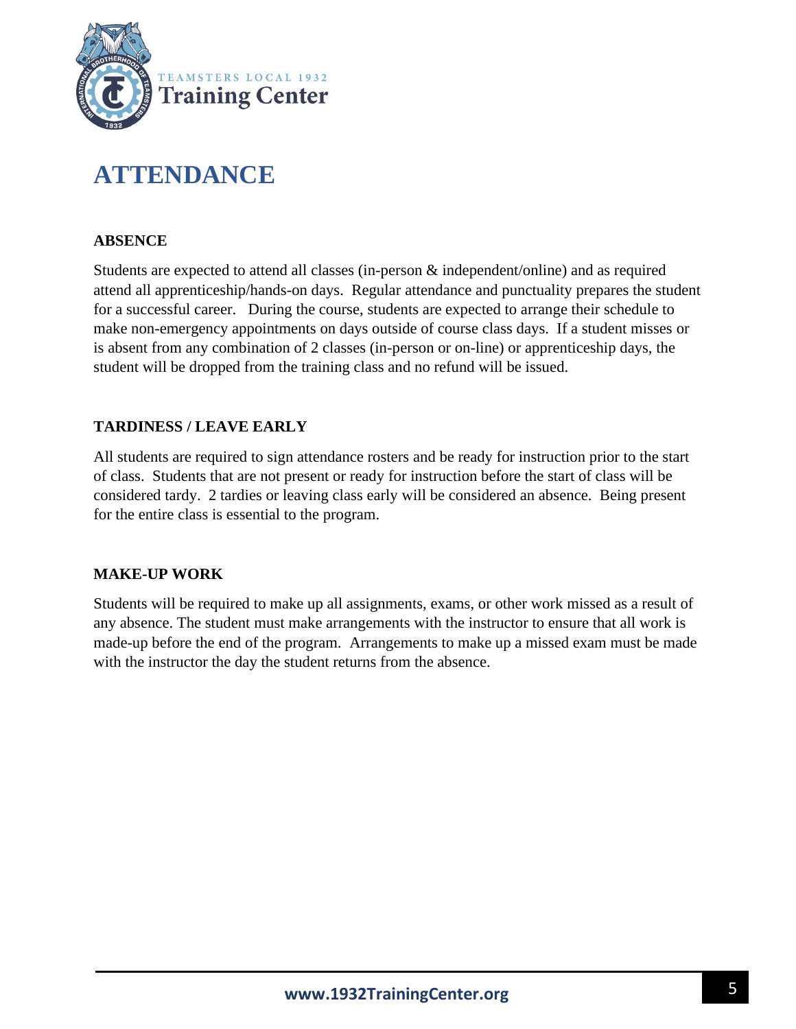# ATTENDANCE

## ABSENCE

Students are expected to attend all classes (in-person & independent/online) and as required attend all apprenticeship/hands-on days. Regular attendance and punctuality prepares the student for a successful career. During the course, students are expected to arrange their schedule to make non-emergency appointments on days outside of course class days. If a student misses or is absent from any combination of 2 classes (in-person or on-line) or apprenticeship days, the student will be dropped from the training class and no refund will be issued.

## TARDINESS / LEAVE EARLY

All students are required to sign attendance rosters and be ready for instruction prior to the start of class. Students that are not present or ready for instruction before the start of class will be considered tardy. 2 tardies or leaving class early will be considered an absence. Being present for the entire class is essential to the program.

## MAKE-UP WORK

Students will be required to make up all assignments, exams, or other work missed as a result of any absence. The student must make arrangements with the instructor to ensure that all work is made-up before the end of the program. Arrangements to make up a missed exam must be made with the instructor the day the student returns from the absence.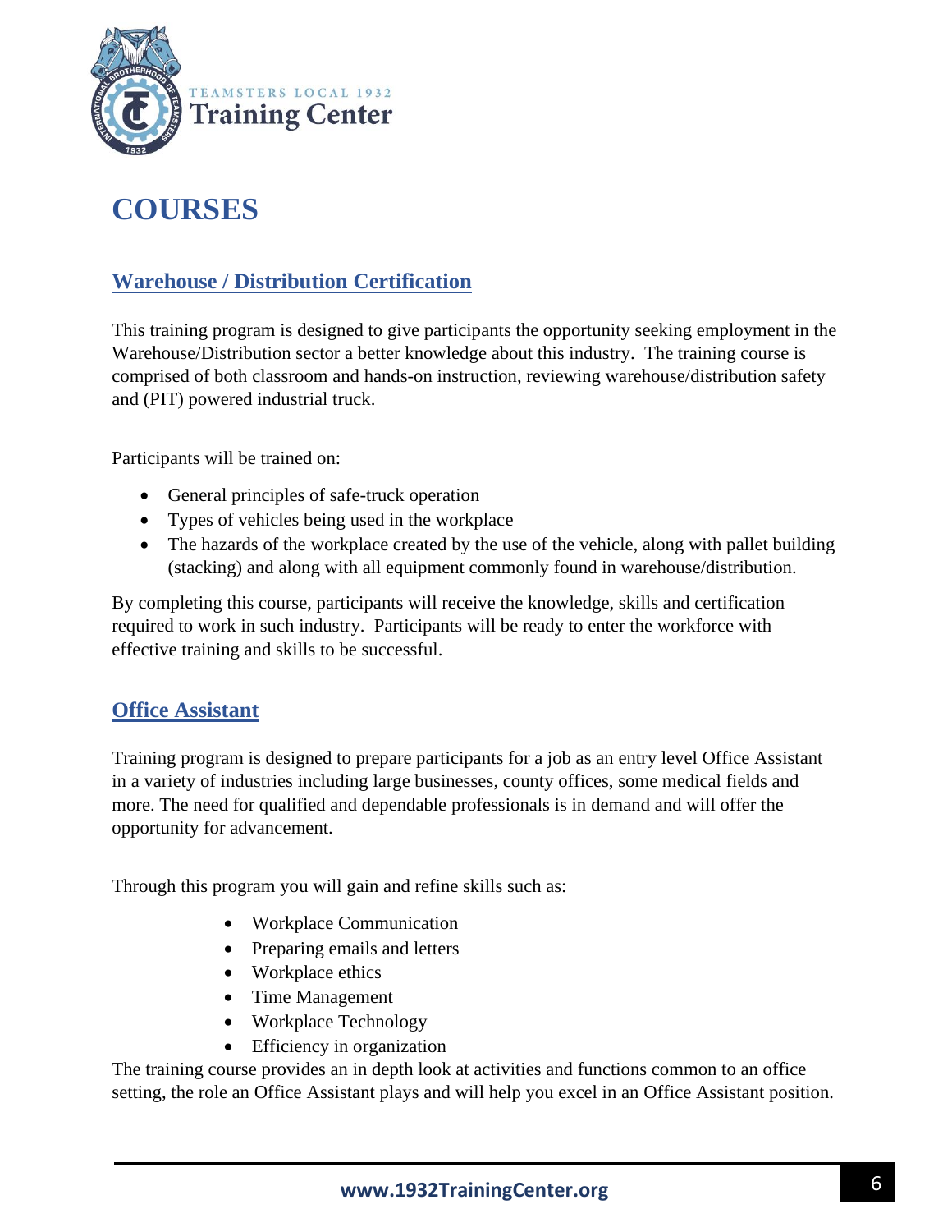# COURSES

## Warehouse / Distribution Certification

This training program is designed to give participants the opportunity seeking employment in the Warehouse/Distribution sector a better knowledge about this industry. The training course is comprised of both classroom and hands-on instruction, reviewing warehouse/distribution safety and (PIT) powered industrial truck.

Participants will be trained on:

- General principles of safe-truck operation
- Types of vehicles being used in the workplace
- The hazards of the workplace created by the use of the vehicle, along with pallet building (stacking) and along with all equipment commonly found in warehouse/distribution.

By completing this course, participants will receive the knowledge, skills and certification required to work in such industry. Participants will be ready to enter the workforce with effective training and skills to be successful.

## Office Assistant

Training program is designed to prepare participants for a job as an entry level Office Assistant in a variety of industries including large businesses, county offices, some medical fields and more. The need for qualified and dependable professionals is in demand and will offer the opportunity for advancement.

Through this program you will gain and refine skills such as:

- Workplace Communication
- Preparing emails and letters
- Workplace ethics
- Time Management
- Workplace Technology
- Efficiency in organization

The training course provides an in depth look at activities and functions common to an office setting, the role an Office Assistant plays and will help you excel in an Office Assistant position.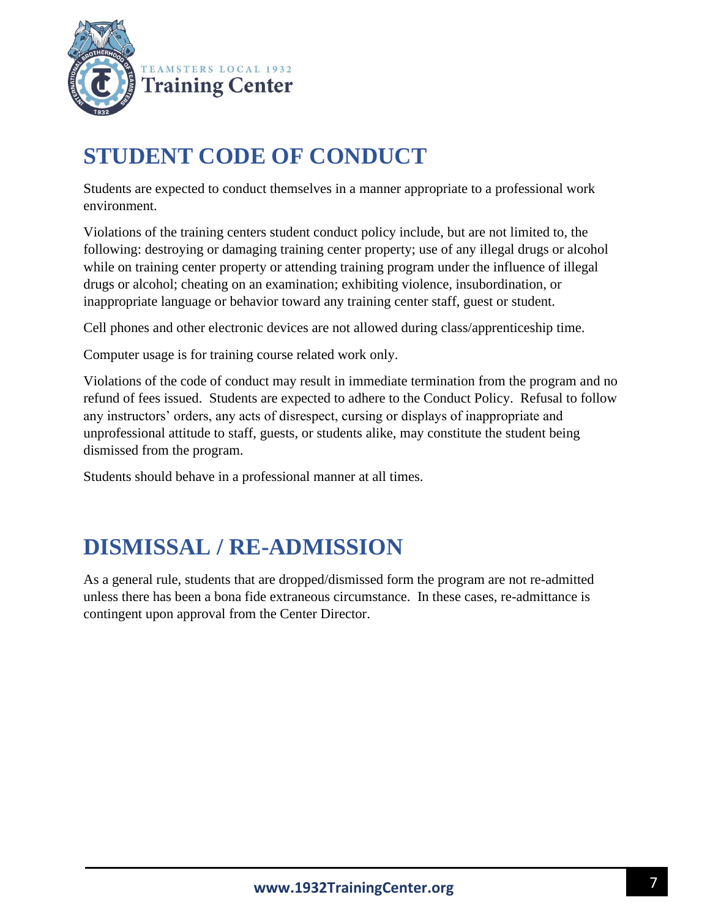# STUDENT CODE OF CONDUCT

Students are expected to conduct themselves in a manner appropriate to a professional work environment.

Violations of the training centers student conduct policy include, but are not limited to, the following: destroying or damaging training center property; use of any illegal drugs or alcohol while on training center property or attending training program under the influence of illegal drugs or alcohol; cheating on an examination; exhibiting violence, insubordination, or inappropriate language or behavior toward any training center staff, guest or student.

Cell phones and other electronic devices are not allowed during class/apprenticeship time.

Computer usage is for training course related work only.

Violations of the code of conduct may result in immediate termination from the program and no refund of fees issued. Students are expected to adhere to the Conduct Policy. Refusal to follow any instructors' orders, any acts of disrespect, cursing or displays of inappropriate and unprofessional attitude to staff, guests, or students alike, may constitute the student being dismissed from the program.

Students should behave in a professional manner at all times.

# DISMISSAL / RE-ADMISSION

As a general rule, students that are dropped/dismissed form the program are not re-admitted unless there has been a bona fide extraneous circumstance. In these cases, re-admittance is contingent upon approval from the Center Director.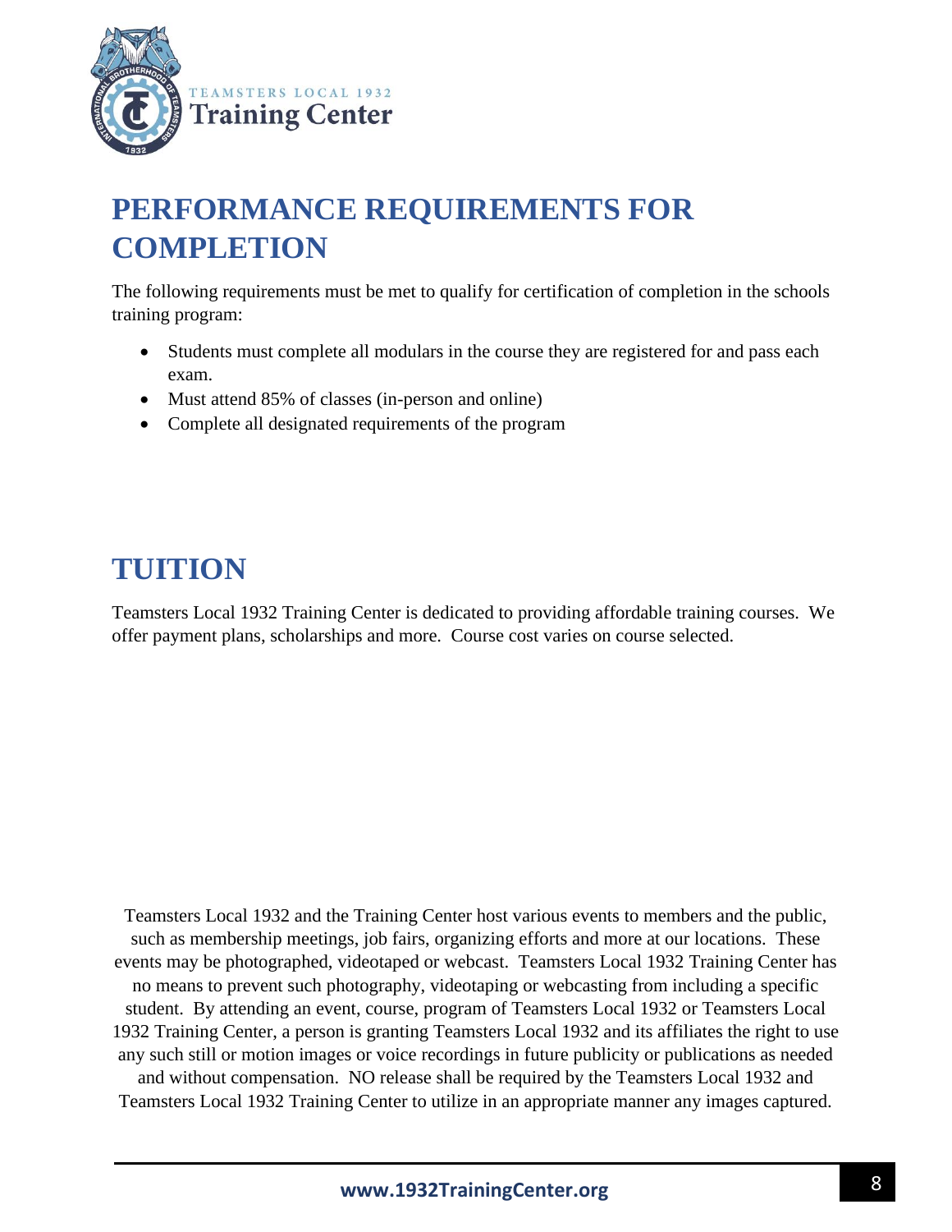## PERFORMANCE REQUIREMENTS FOR COMPLETION

The following requirements must be met to qualify for certification of completion in the schools training program:

- Students must complete all modulars in the course they are registered for and pass each exam.
- Must attend 85% of classes (in-person and online)
- Complete all designated requirements of the program

## TUITION

Teamsters Local 1932 Training Center is dedicated to providing affordable training courses. We offer payment plans, scholarships and more. Course cost varies on course selected.

Teamsters Local 1932 and the Training Center host various events to members and the public, such as membership meetings, job fairs, organizing efforts and more at our locations. These events may be photographed, videotaped or webcast. Teamsters Local 1932 Training Center has no means to prevent such photography, videotaping or webcasting from including a specific student. By attending an event, course, program of Teamsters Local 1932 or Teamsters Local 1932 Training Center, a person is granting Teamsters Local 1932 and its affiliates the right to use any such still or motion images or voice recordings in future publicity or publications as needed and without compensation. NO release shall be required by the Teamsters Local 1932 and Teamsters Local 1932 Training Center to utilize in an appropriate manner any images captured.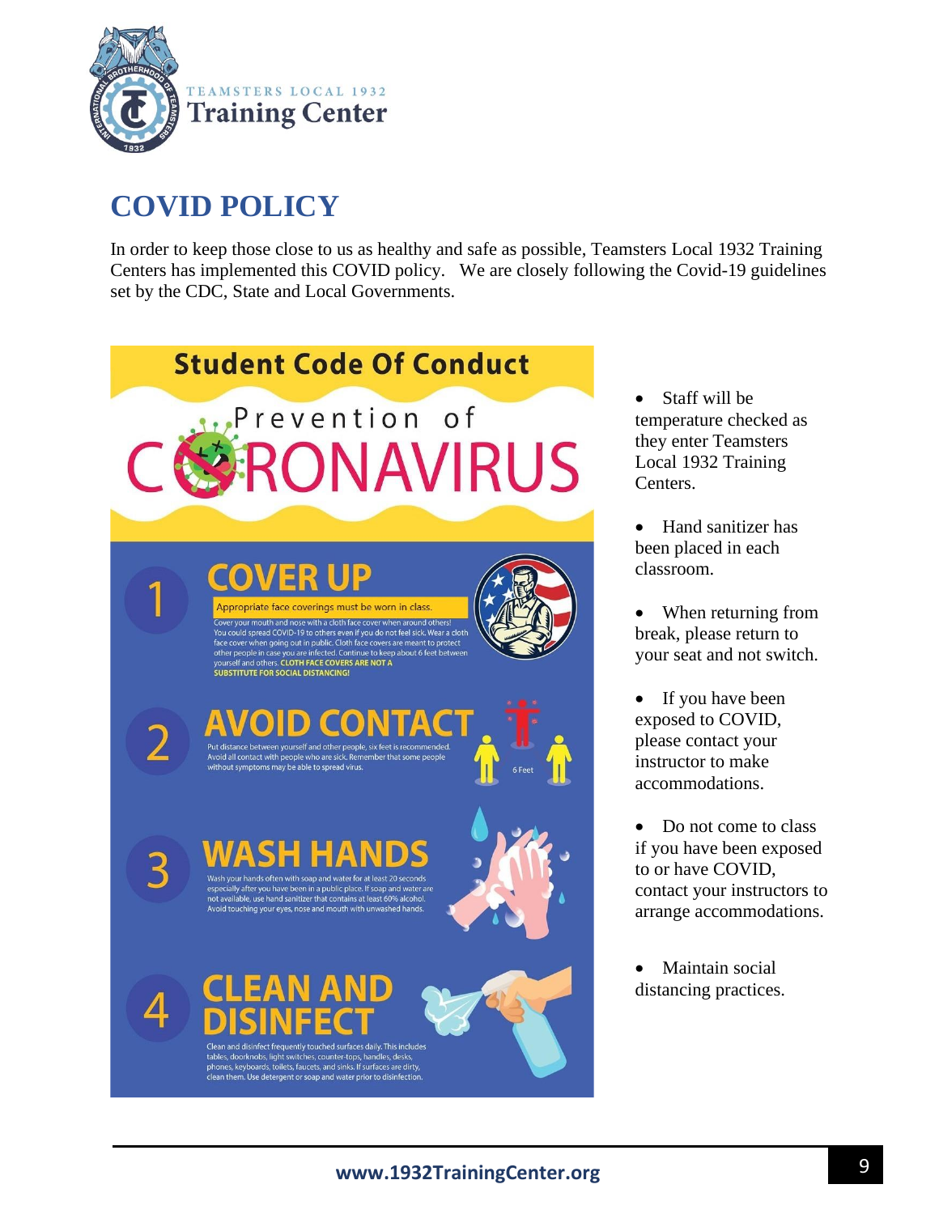# COVID POLICY

In order to keep those close to us as healthy and safe as possible, Teamsters Local 1932 Training Centers has implemented this COVID policy. We are closely following the Covid-19 guidelines set by the CDC, State and Local Governments.

## Student Code Of Conduct

### Prevention of CORONAVIRUS

**1 COVER UP**

Appropriate face coverings must be worn in class.

Cover your mouth and nose with a cloth face cover when around others! You could spread COVID-19 to others even if you do not feel sick. Wear a cloth face cover when going out in public. Cloth face covers are meant to protect other people in case you are infected. Continue to keep about 6 feet between yourself and others. **CLOTH FACE COVERS ARE NOT A SUBSTITUTE FOR SOCIAL DISTANCING!**

**2 AVOID CONTACT**

Put distance between yourself and other people, six feet is recommended. Avoid all contact with people who are sick. Remember that some people without symptoms may be able to spread virus.

6 Feet

**3 WASH HANDS**

Wash your hands often with soap and water for at least 20 seconds especially after you have been in a public place. If soap and water are not available, use hand sanitizer that contains at least 60% alcohol. Avoid touching your eyes, nose and mouth with unwashed hands.

**4 CLEAN AND DISINFECT**

Clean and disinfect frequently touched surfaces daily. This includes tables, doorknobs, light switches, counter-tops, handles, desks, phones, keyboards, toilets, faucets, and sinks. If surfaces are dirty, clean them. Use detergent or soap and water prior to disinfection.

- Staff will be temperature checked as they enter Teamsters Local 1932 Training Centers.
- Hand sanitizer has been placed in each classroom.
- When returning from break, please return to your seat and not switch.
- If you have been exposed to COVID, please contact your instructor to make accommodations.
- Do not come to class if you have been exposed to or have COVID, contact your instructors to arrange accommodations.
- Maintain social distancing practices.